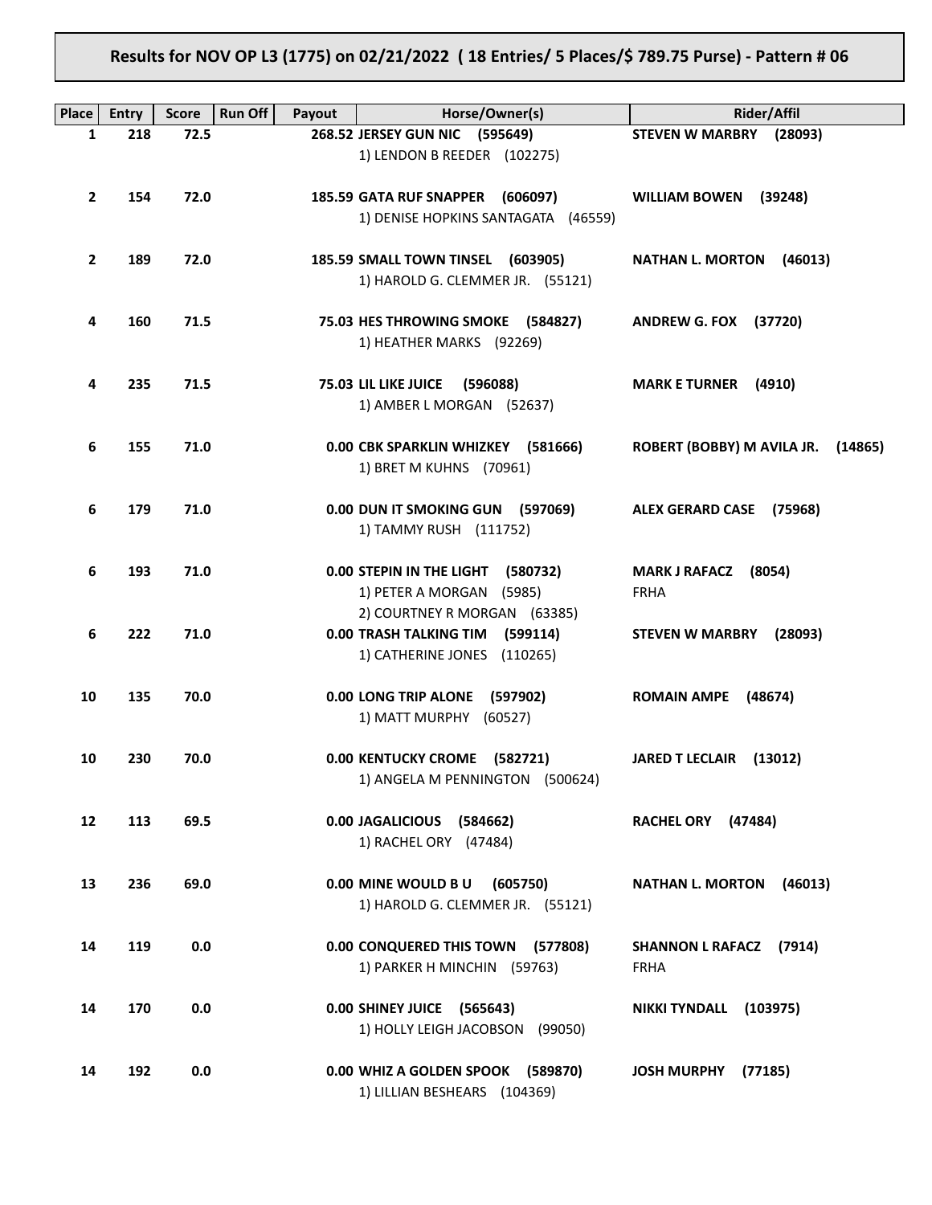**Results for NOV OP L3 (1775) on 02/21/2022 ( 18 Entries/ 5 Places/$ 789.75 Purse) - Pattern # 06**

| Place | Entry | Score | Run Off | Payout | Horse/Owner(s) | Rider/Affil |
|---|---|---|---|---|---|---|
| 1 | 218 | 72.5 | | 268.52 | **JERSEY GUN NIC (595649)**<br>1) LENDON B REEDER (102275) | **STEVEN W MARBRY (28093)** |
| 2 | 154 | 72.0 | | 185.59 | **GATA RUF SNAPPER (606097)**<br>1) DENISE HOPKINS SANTAGATA (46559) | **WILLIAM BOWEN (39248)** |
| 2 | 189 | 72.0 | | 185.59 | **SMALL TOWN TINSEL (603905)**<br>1) HAROLD G. CLEMMER JR. (55121) | **NATHAN L. MORTON (46013)** |
| 4 | 160 | 71.5 | | 75.03 | **HES THROWING SMOKE (584827)**<br>1) HEATHER MARKS (92269) | **ANDREW G. FOX (37720)** |
| 4 | 235 | 71.5 | | 75.03 | **LIL LIKE JUICE (596088)**<br>1) AMBER L MORGAN (52637) | **MARK E TURNER (4910)** |
| 6 | 155 | 71.0 | | 0.00 | **CBK SPARKLIN WHIZKEY (581666)**<br>1) BRET M KUHNS (70961) | **ROBERT (BOBBY) M AVILA JR. (14865)** |
| 6 | 179 | 71.0 | | 0.00 | **DUN IT SMOKING GUN (597069)**<br>1) TAMMY RUSH (111752) | **ALEX GERARD CASE (75968)** |
| 6 | 193 | 71.0 | | 0.00 | **STEPIN IN THE LIGHT (580732)**<br>1) PETER A MORGAN (5985)<br>2) COURTNEY R MORGAN (63385) | **MARK J RAFACZ (8054)**<br>FRHA |
| 6 | 222 | 71.0 | | 0.00 | **TRASH TALKING TIM (599114)**<br>1) CATHERINE JONES (110265) | **STEVEN W MARBRY (28093)** |
| 10 | 135 | 70.0 | | 0.00 | **LONG TRIP ALONE (597902)**<br>1) MATT MURPHY (60527) | **ROMAIN AMPE (48674)** |
| 10 | 230 | 70.0 | | 0.00 | **KENTUCKY CROME (582721)**<br>1) ANGELA M PENNINGTON (500624) | **JARED T LECLAIR (13012)** |
| 12 | 113 | 69.5 | | 0.00 | **JAGALICIOUS (584662)**<br>1) RACHEL ORY (47484) | **RACHEL ORY (47484)** |
| 13 | 236 | 69.0 | | 0.00 | **MINE WOULD B U (605750)**<br>1) HAROLD G. CLEMMER JR. (55121) | **NATHAN L. MORTON (46013)** |
| 14 | 119 | 0.0 | | 0.00 | **CONQUERED THIS TOWN (577808)**<br>1) PARKER H MINCHIN (59763) | **SHANNON L RAFACZ (7914)**<br>FRHA |
| 14 | 170 | 0.0 | | 0.00 | **SHINEY JUICE (565643)**<br>1) HOLLY LEIGH JACOBSON (99050) | **NIKKI TYNDALL (103975)** |
| 14 | 192 | 0.0 | | 0.00 | **WHIZ A GOLDEN SPOOK (589870)**<br>1) LILLIAN BESHEARS (104369) | **JOSH MURPHY (77185)** |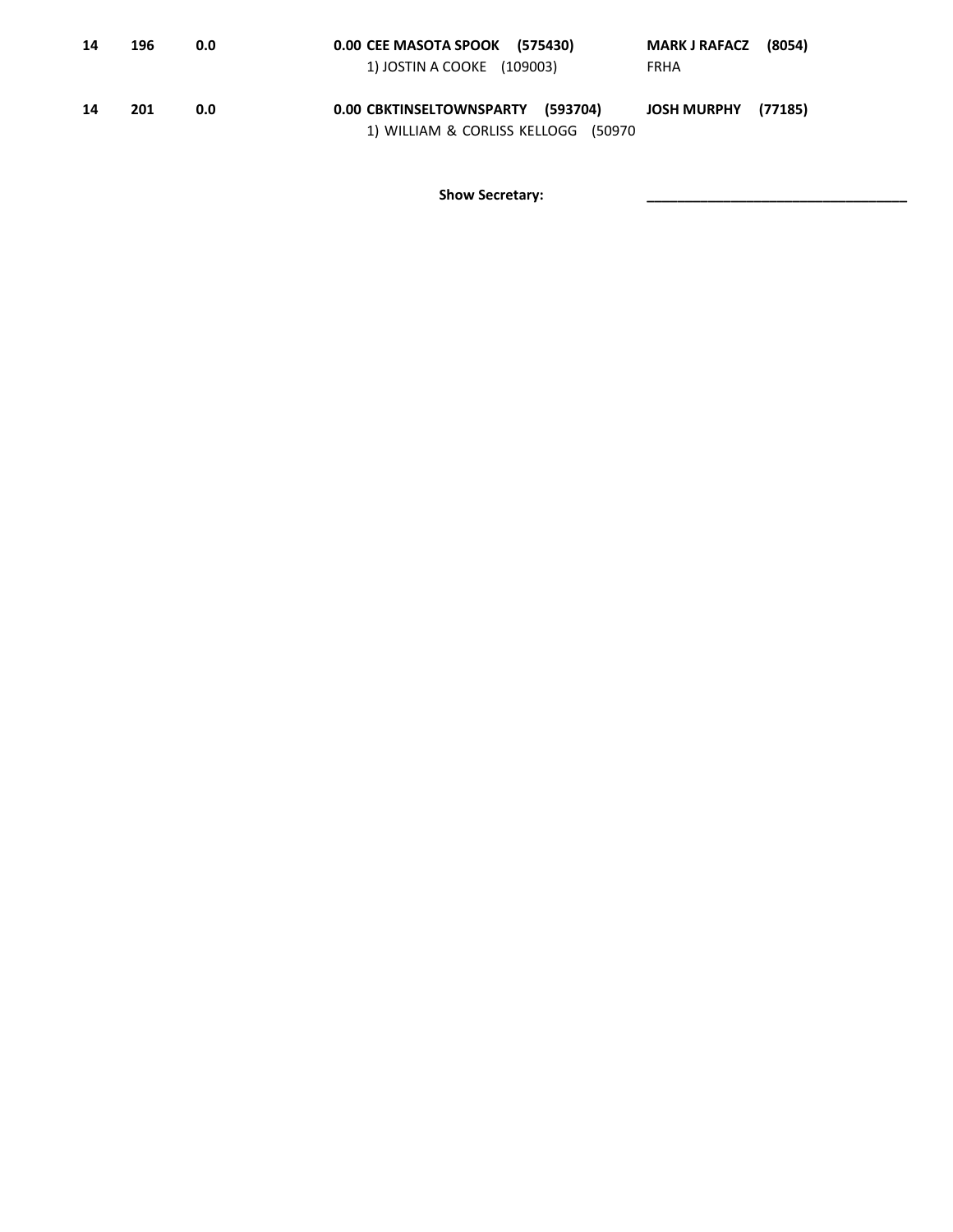| | | | | |
|---|---|---|---|---|
| **14** | **196** | **0.0** | **0.00 CEE MASOTA SPOOK (575430)**<br>1) JOSTIN A COOKE (109003) | **MARK J RAFACZ (8054)**<br>FRHA |
| **14** | **201** | **0.0** | **0.00 CBKTINSELTOWNSPARTY (593704)**<br>1) WILLIAM & CORLISS KELLOGG (50970 | **JOSH MURPHY (77185)** |

**Show Secretary:** ______________________________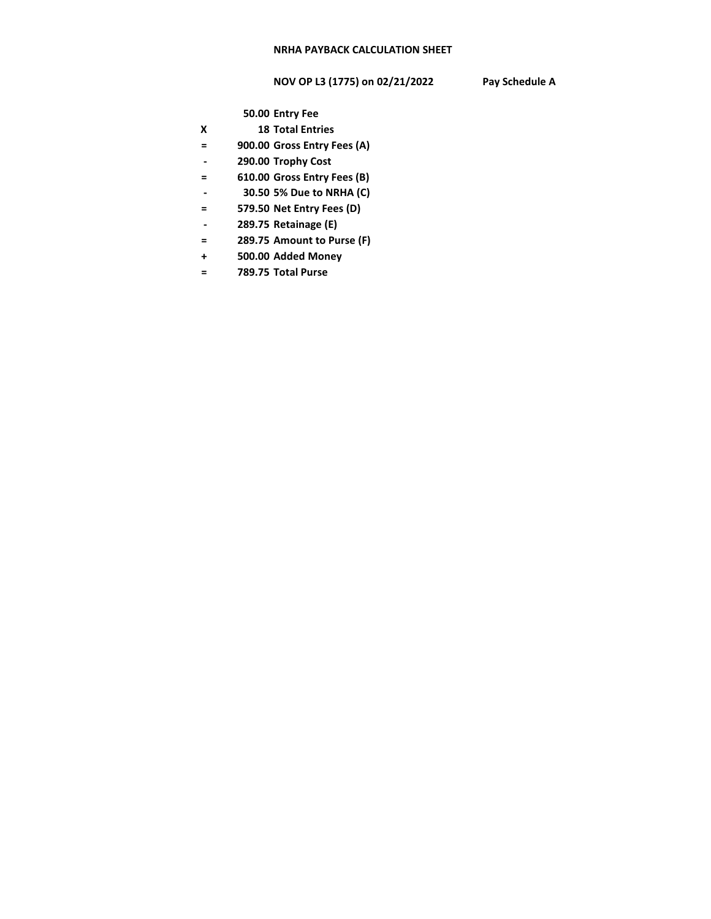**NRHA PAYBACK CALCULATION SHEET**

**NOV OP L3 (1775) on 02/21/2022** **Pay Schedule A**

| | | |
|---|---|---|
| | 50.00 | Entry Fee |
| X | 18 | Total Entries |
| = | 900.00 | Gross Entry Fees (A) |
| - | 290.00 | Trophy Cost |
| = | 610.00 | Gross Entry Fees (B) |
| - | 30.50 | 5% Due to NRHA (C) |
| = | 579.50 | Net Entry Fees (D) |
| - | 289.75 | Retainage (E) |
| = | 289.75 | Amount to Purse (F) |
| + | 500.00 | Added Money |
| = | 789.75 | Total Purse |